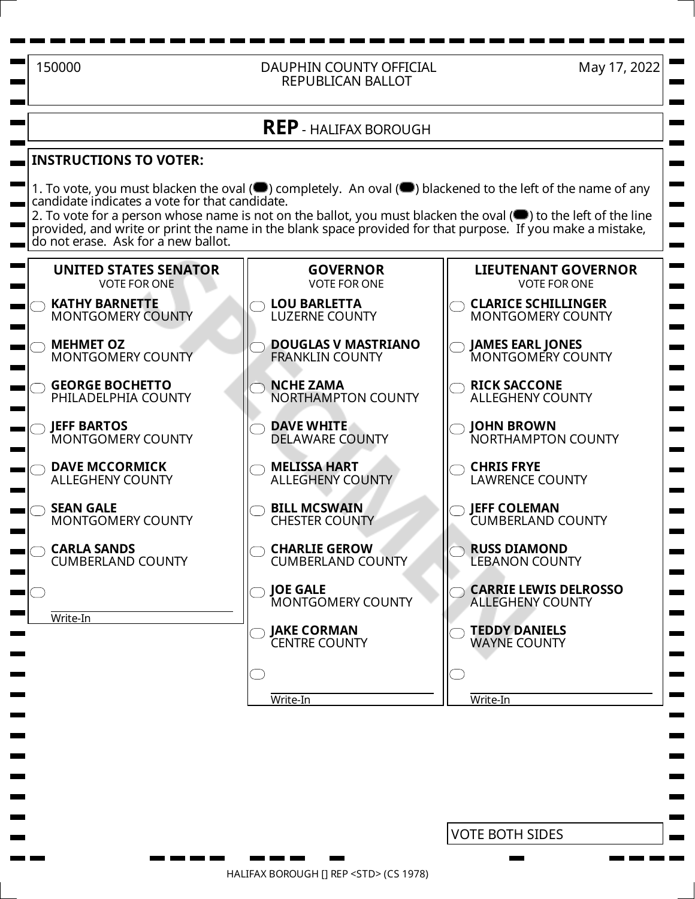150000 | DAUPHIN COUNTY OFFICIAL REPUBLICAN BALLOT | May 17, 2022

# REP - HALIFAX BOROUGH

**INSTRUCTIONS TO VOTER:**

1. To vote, you must blacken the oval (⬬) completely. An oval (⬬) blackened to the left of the name of any candidate indicates a vote for that candidate.
2. To vote for a person whose name is not on the ballot, you must blacken the oval (⬬) to the left of the line provided, and write or print the name in the blank space provided for that purpose. If you make a mistake, do not erase. Ask for a new ballot.

## UNITED STATES SENATOR
VOTE FOR ONE

- **KATHY BARNETTE** MONTGOMERY COUNTY
- **MEHMET OZ** MONTGOMERY COUNTY
- **GEORGE BOCHETTO** PHILADELPHIA COUNTY
- **JEFF BARTOS** MONTGOMERY COUNTY
- **DAVE MCCORMICK** ALLEGHENY COUNTY
- **SEAN GALE** MONTGOMERY COUNTY
- **CARLA SANDS** CUMBERLAND COUNTY
- Write-In

## GOVERNOR
VOTE FOR ONE

- **LOU BARLETTA** LUZERNE COUNTY
- **DOUGLAS V MASTRIANO** FRANKLIN COUNTY
- **NCHE ZAMA** NORTHAMPTON COUNTY
- **DAVE WHITE** DELAWARE COUNTY
- **MELISSA HART** ALLEGHENY COUNTY
- **BILL MCSWAIN** CHESTER COUNTY
- **CHARLIE GEROW** CUMBERLAND COUNTY
- **JOE GALE** MONTGOMERY COUNTY
- **JAKE CORMAN** CENTRE COUNTY
- Write-In

## LIEUTENANT GOVERNOR
VOTE FOR ONE

- **CLARICE SCHILLINGER** MONTGOMERY COUNTY
- **JAMES EARL JONES** MONTGOMERY COUNTY
- **RICK SACCONE** ALLEGHENY COUNTY
- **JOHN BROWN** NORTHAMPTON COUNTY
- **CHRIS FRYE** LAWRENCE COUNTY
- **JEFF COLEMAN** CUMBERLAND COUNTY
- **RUSS DIAMOND** LEBANON COUNTY
- **CARRIE LEWIS DELROSSO** ALLEGHENY COUNTY
- **TEDDY DANIELS** WAYNE COUNTY
- Write-In

VOTE BOTH SIDES

HALIFAX BOROUGH [] REP <STD> (CS 1978)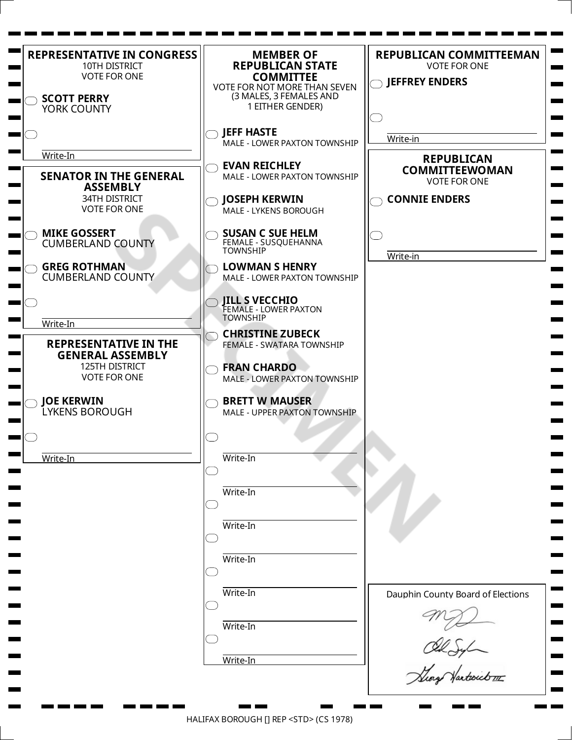## REPRESENTATIVE IN CONGRESS

10TH DISTRICT
VOTE FOR ONE

- **SCOTT PERRY**
  YORK COUNTY
- Write-In

## SENATOR IN THE GENERAL ASSEMBLY

34TH DISTRICT
VOTE FOR ONE

- **MIKE GOSSERT**
  CUMBERLAND COUNTY
- **GREG ROTHMAN**
  CUMBERLAND COUNTY
- Write-In

## REPRESENTATIVE IN THE GENERAL ASSEMBLY

125TH DISTRICT
VOTE FOR ONE

- **JOE KERWIN**
  LYKENS BOROUGH
- Write-In

## MEMBER OF REPUBLICAN STATE COMMITTEE

VOTE FOR NOT MORE THAN SEVEN
(3 MALES, 3 FEMALES AND 1 EITHER GENDER)

- **JEFF HASTE**
  MALE - LOWER PAXTON TOWNSHIP
- **EVAN REICHLEY**
  MALE - LOWER PAXTON TOWNSHIP
- **JOSEPH KERWIN**
  MALE - LYKENS BOROUGH
- **SUSAN C SUE HELM**
  FEMALE - SUSQUEHANNA TOWNSHIP
- **LOWMAN S HENRY**
  MALE - LOWER PAXTON TOWNSHIP
- **JILL S VECCHIO**
  FEMALE - LOWER PAXTON TOWNSHIP
- **CHRISTINE ZUBECK**
  FEMALE - SWATARA TOWNSHIP
- **FRAN CHARDO**
  MALE - LOWER PAXTON TOWNSHIP
- **BRETT W MAUSER**
  MALE - UPPER PAXTON TOWNSHIP
- Write-In
- Write-In
- Write-In
- Write-In
- Write-In
- Write-In
- Write-In

## REPUBLICAN COMMITTEEMAN

VOTE FOR ONE

- **JEFFREY ENDERS**
- Write-in

## REPUBLICAN COMMITTEEWOMAN

VOTE FOR ONE

- **CONNIE ENDERS**
- Write-in

Dauphin County Board of Elections

SPECIMEN

HALIFAX BOROUGH [] REP <STD> (CS 1978)